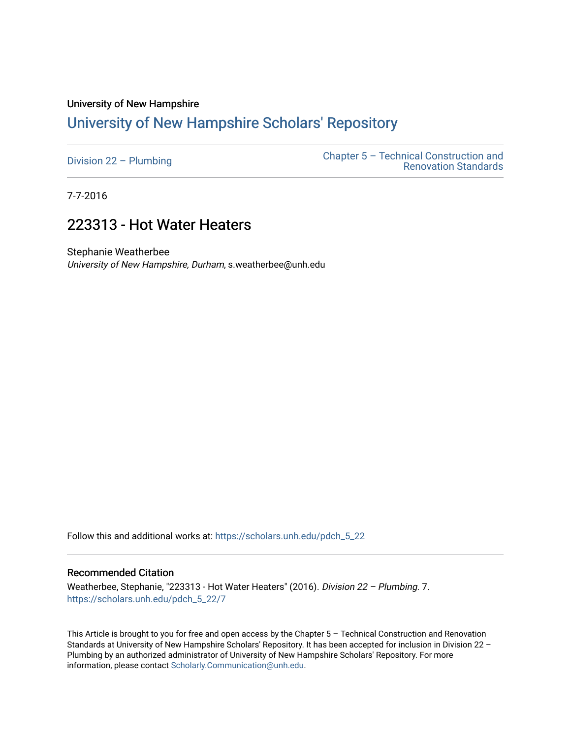University of New Hampshire

# University of New Hampshire Scholars' Repository

Division 22 – Plumbing

Chapter 5 – Technical Construction and Renovation Standards

7-7-2016

## 223313 - Hot Water Heaters

Stephanie Weatherbee
*University of New Hampshire, Durham*, s.weatherbee@unh.edu

Follow this and additional works at: https://scholars.unh.edu/pdch_5_22

### Recommended Citation

Weatherbee, Stephanie, "223313 - Hot Water Heaters" (2016). *Division 22 – Plumbing*. 7.
https://scholars.unh.edu/pdch_5_22/7

This Article is brought to you for free and open access by the Chapter 5 – Technical Construction and Renovation Standards at University of New Hampshire Scholars' Repository. It has been accepted for inclusion in Division 22 – Plumbing by an authorized administrator of University of New Hampshire Scholars' Repository. For more information, please contact Scholarly.Communication@unh.edu.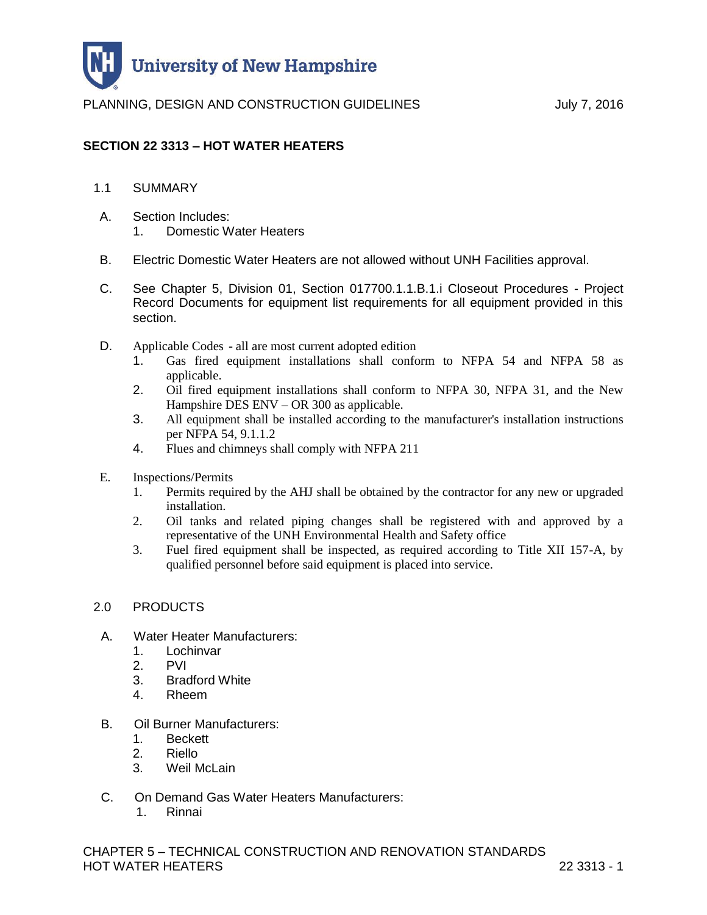# SECTION 22 3313 – HOT WATER HEATERS

1.1 SUMMARY

A. Section Includes:
   1. Domestic Water Heaters

B. Electric Domestic Water Heaters are not allowed without UNH Facilities approval.

C. See Chapter 5, Division 01, Section 017700.1.1.B.1.i Closeout Procedures - Project Record Documents for equipment list requirements for all equipment provided in this section.

D. Applicable Codes - all are most current adopted edition
   1. Gas fired equipment installations shall conform to NFPA 54 and NFPA 58 as applicable.
   2. Oil fired equipment installations shall conform to NFPA 30, NFPA 31, and the New Hampshire DES ENV – OR 300 as applicable.
   3. All equipment shall be installed according to the manufacturer's installation instructions per NFPA 54, 9.1.1.2
   4. Flues and chimneys shall comply with NFPA 211

E. Inspections/Permits
   1. Permits required by the AHJ shall be obtained by the contractor for any new or upgraded installation.
   2. Oil tanks and related piping changes shall be registered with and approved by a representative of the UNH Environmental Health and Safety office
   3. Fuel fired equipment shall be inspected, as required according to Title XII 157-A, by qualified personnel before said equipment is placed into service.

2.0 PRODUCTS

A. Water Heater Manufacturers:
   1. Lochinvar
   2. PVI
   3. Bradford White
   4. Rheem

B. Oil Burner Manufacturers:
   1. Beckett
   2. Riello
   3. Weil McLain

C. On Demand Gas Water Heaters Manufacturers:
   1. Rinnai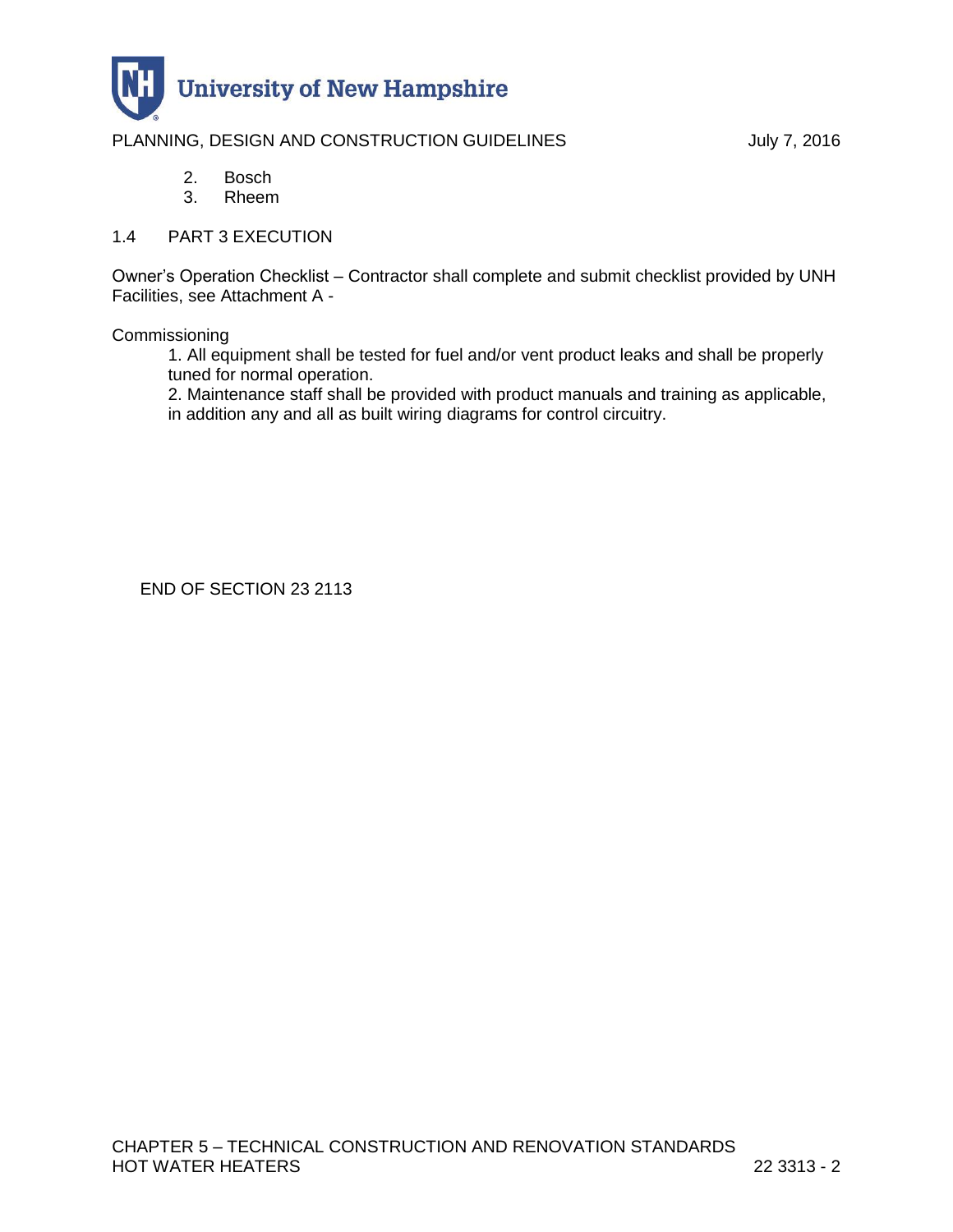2. Bosch
3. Rheem

## 1.4 PART 3 EXECUTION

Owner's Operation Checklist – Contractor shall complete and submit checklist provided by UNH Facilities, see Attachment A -

Commissioning

1. All equipment shall be tested for fuel and/or vent product leaks and shall be properly tuned for normal operation.
2. Maintenance staff shall be provided with product manuals and training as applicable, in addition any and all as built wiring diagrams for control circuitry.

END OF SECTION 23 2113